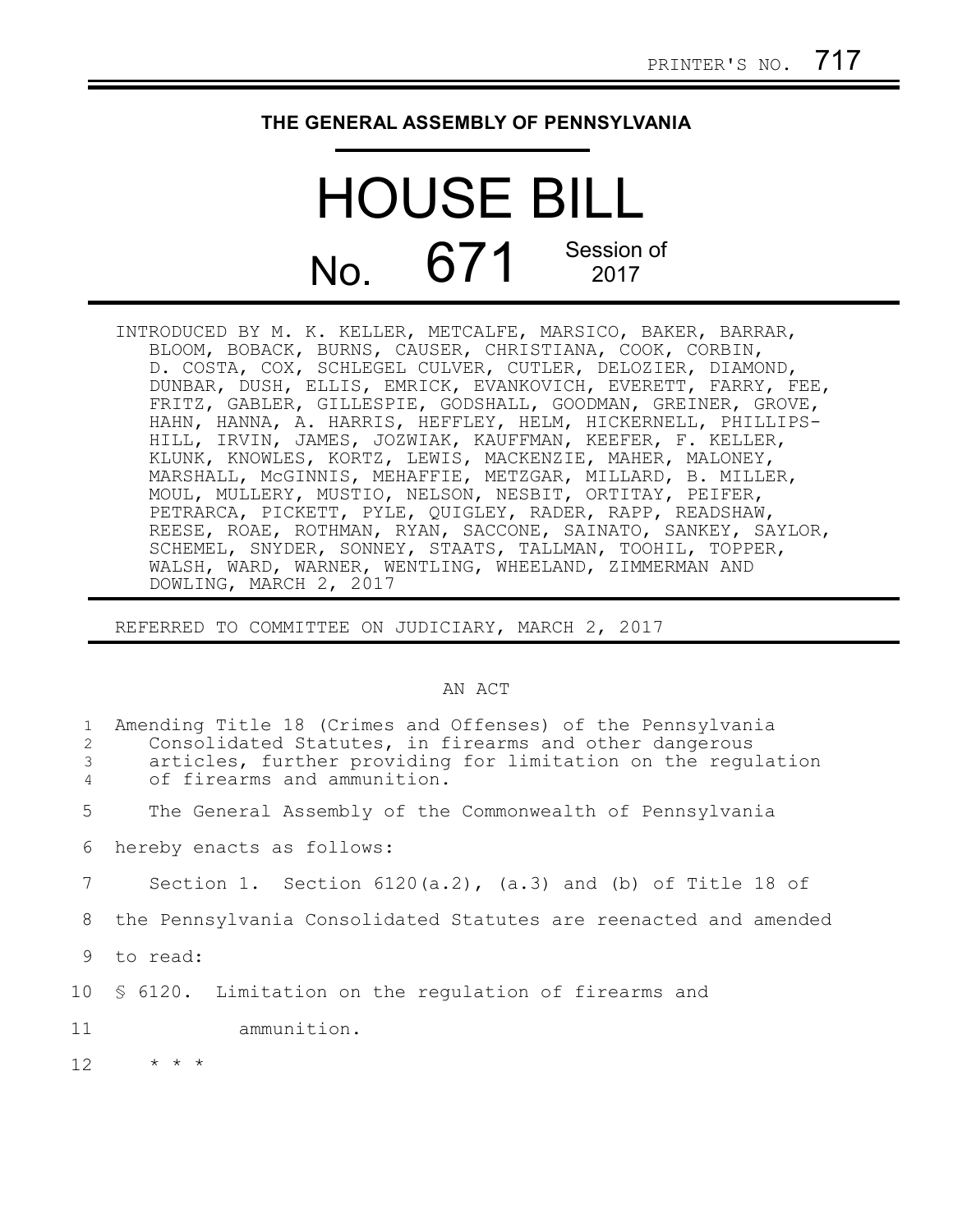PRINTER'S NO. 717

# THE GENERAL ASSEMBLY OF PENNSYLVANIA

# HOUSE BILL

## No. 671 Session of 2017

INTRODUCED BY M. K. KELLER, METCALFE, MARSICO, BAKER, BARRAR, BLOOM, BOBACK, BURNS, CAUSER, CHRISTIANA, COOK, CORBIN, D. COSTA, COX, SCHLEGEL CULVER, CUTLER, DELOZIER, DIAMOND, DUNBAR, DUSH, ELLIS, EMRICK, EVANKOVICH, EVERETT, FARRY, FEE, FRITZ, GABLER, GILLESPIE, GODSHALL, GOODMAN, GREINER, GROVE, HAHN, HANNA, A. HARRIS, HEFFLEY, HELM, HICKERNELL, PHILLIPS-HILL, IRVIN, JAMES, JOZWIAK, KAUFFMAN, KEEFER, F. KELLER, KLUNK, KNOWLES, KORTZ, LEWIS, MACKENZIE, MAHER, MALONEY, MARSHALL, McGINNIS, MEHAFFIE, METZGAR, MILLARD, B. MILLER, MOUL, MULLERY, MUSTIO, NELSON, NESBIT, ORTITAY, PEIFER, PETRARCA, PICKETT, PYLE, QUIGLEY, RADER, RAPP, READSHAW, REESE, ROAE, ROTHMAN, RYAN, SACCONE, SAINATO, SANKEY, SAYLOR, SCHEMEL, SNYDER, SONNEY, STAATS, TALLMAN, TOOHIL, TOPPER, WALSH, WARD, WARNER, WENTLING, WHEELAND, ZIMMERMAN AND DOWLING, MARCH 2, 2017

REFERRED TO COMMITTEE ON JUDICIARY, MARCH 2, 2017

AN ACT

1 Amending Title 18 (Crimes and Offenses) of the Pennsylvania
2 Consolidated Statutes, in firearms and other dangerous
3 articles, further providing for limitation on the regulation
4 of firearms and ammunition.

5 The General Assembly of the Commonwealth of Pennsylvania
6 hereby enacts as follows:

7 Section 1. Section 6120(a.2), (a.3) and (b) of Title 18 of
8 the Pennsylvania Consolidated Statutes are reenacted and amended
9 to read:

10 § 6120. Limitation on the regulation of firearms and
11 ammunition.

12 * * *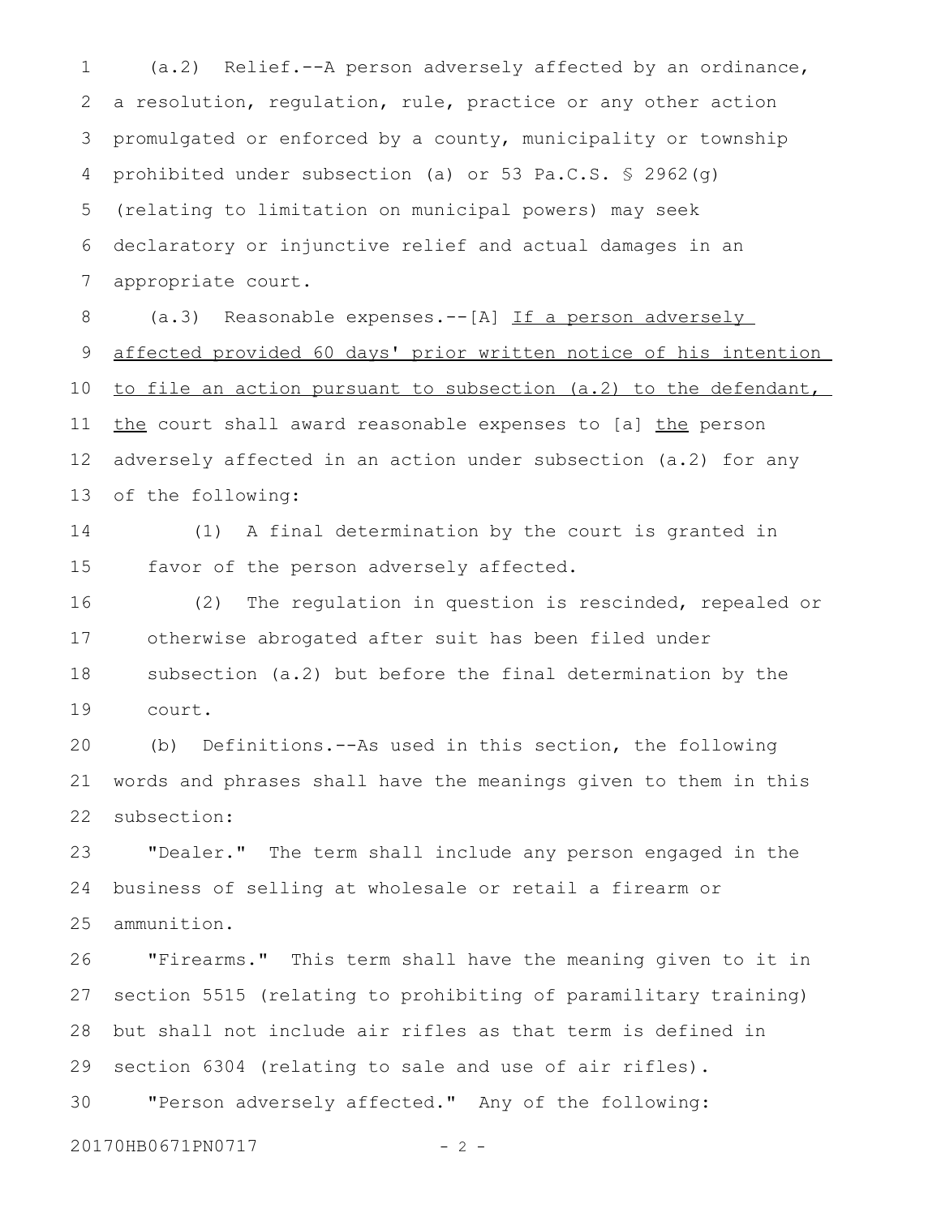(a.2) Relief.--A person adversely affected by an ordinance, a resolution, regulation, rule, practice or any other action promulgated or enforced by a county, municipality or township prohibited under subsection (a) or 53 Pa.C.S. § 2962(g) (relating to limitation on municipal powers) may seek declaratory or injunctive relief and actual damages in an appropriate court.

(a.3) Reasonable expenses.--[A] <u>If a person adversely affected provided 60 days' prior written notice of his intention to file an action pursuant to subsection (a.2) to the defendant, the</u> court shall award reasonable expenses to [a] <u>the</u> person adversely affected in an action under subsection (a.2) for any of the following:

(1) A final determination by the court is granted in favor of the person adversely affected.

(2) The regulation in question is rescinded, repealed or otherwise abrogated after suit has been filed under subsection (a.2) but before the final determination by the court.

(b) Definitions.--As used in this section, the following words and phrases shall have the meanings given to them in this subsection:

"Dealer." The term shall include any person engaged in the business of selling at wholesale or retail a firearm or ammunition.

"Firearms." This term shall have the meaning given to it in section 5515 (relating to prohibiting of paramilitary training) but shall not include air rifles as that term is defined in section 6304 (relating to sale and use of air rifles).

"Person adversely affected." Any of the following: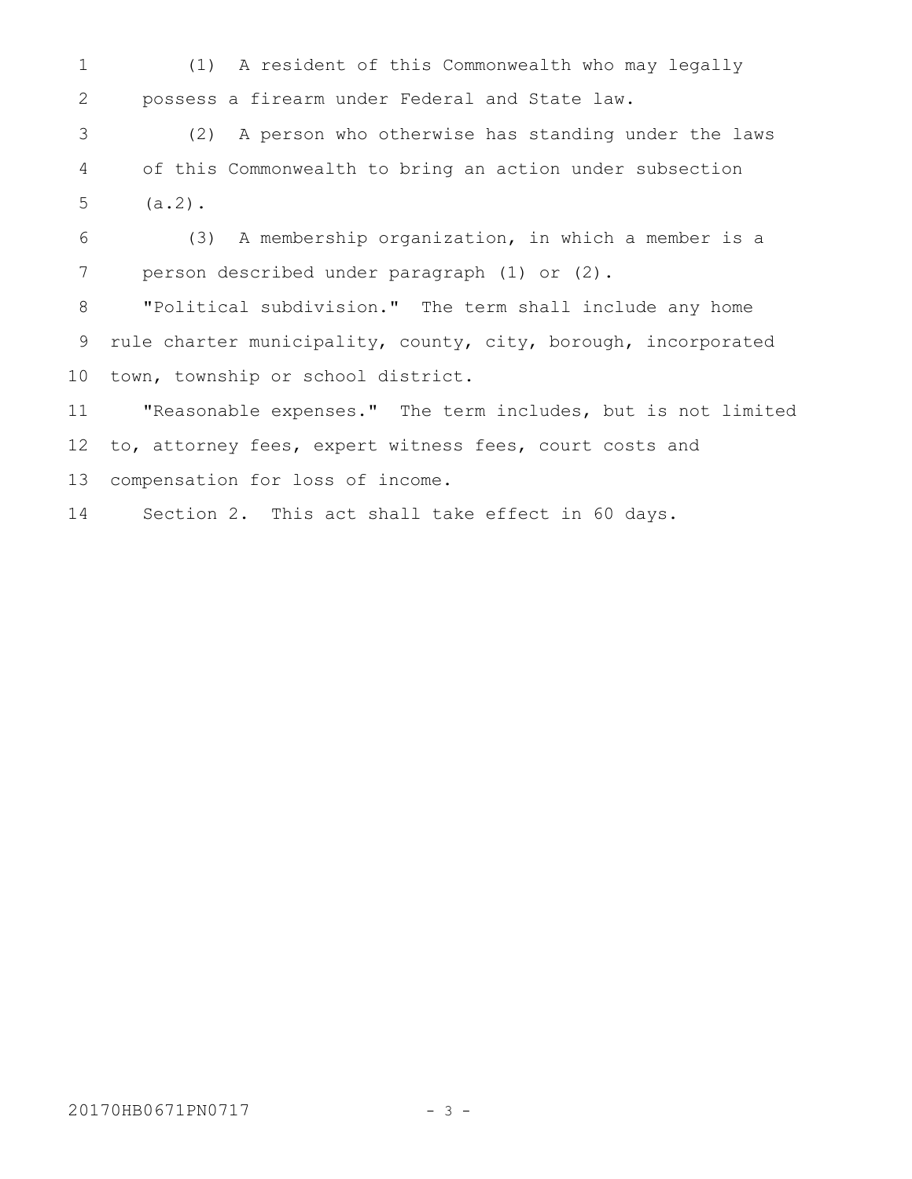(1) A resident of this Commonwealth who may legally possess a firearm under Federal and State law.

(2) A person who otherwise has standing under the laws of this Commonwealth to bring an action under subsection (a.2).

(3) A membership organization, in which a member is a person described under paragraph (1) or (2).

"Political subdivision." The term shall include any home rule charter municipality, county, city, borough, incorporated town, township or school district.

"Reasonable expenses." The term includes, but is not limited to, attorney fees, expert witness fees, court costs and compensation for loss of income.

Section 2. This act shall take effect in 60 days.